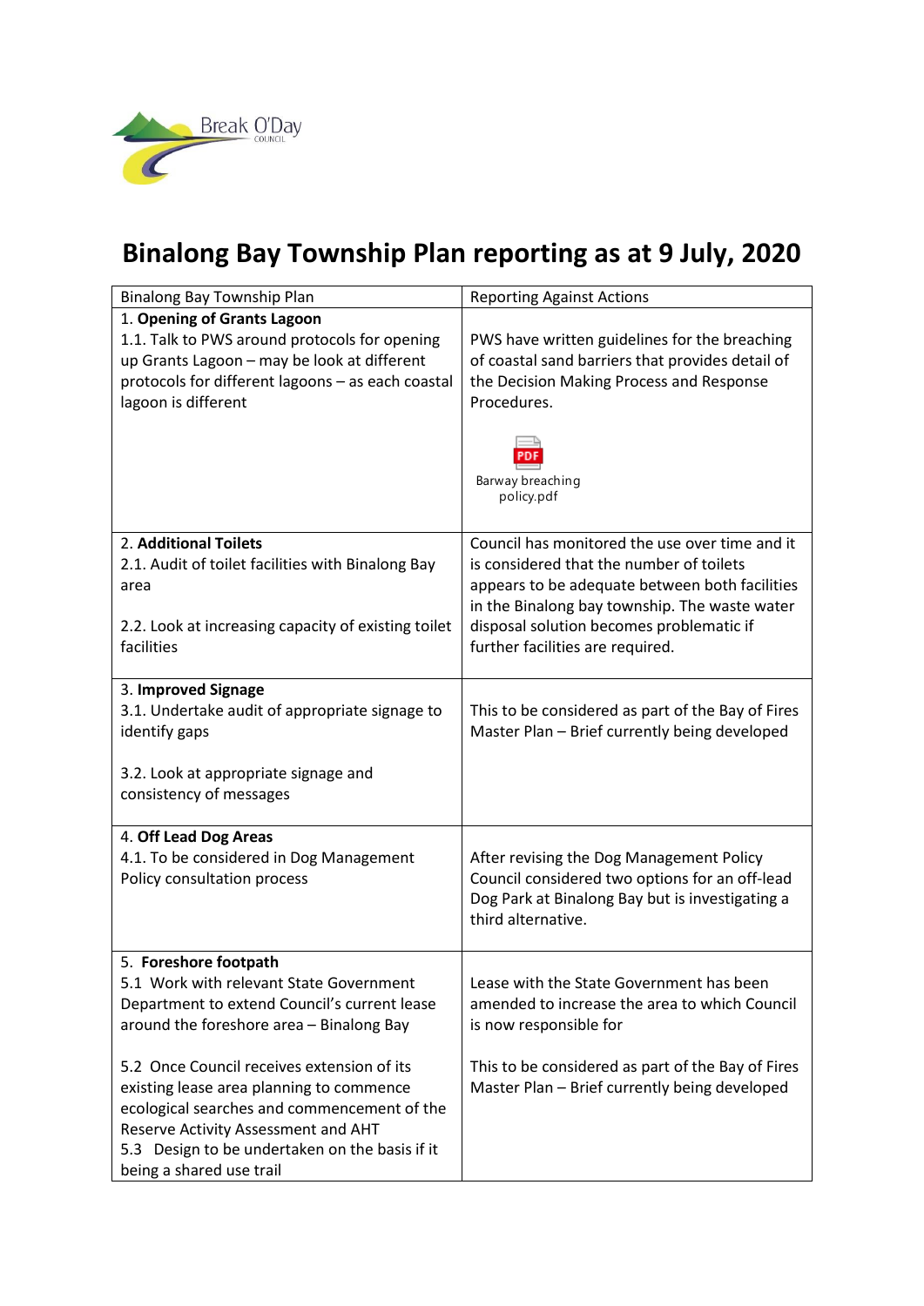# Binalong Bay Township Plan reporting as at 9 July, 2020

| Binalong Bay Township Plan | Reporting Against Actions |
| --- | --- |
| 1. **Opening of Grants Lagoon**<br>1.1. Talk to PWS around protocols for opening up Grants Lagoon – may be look at different protocols for different lagoons – as each coastal lagoon is different | PWS have written guidelines for the breaching of coastal sand barriers that provides detail of the Decision Making Process and Response Procedures.<br><br>Barway breaching policy.pdf |
| 2. **Additional Toilets**<br>2.1. Audit of toilet facilities with Binalong Bay area<br><br>2.2. Look at increasing capacity of existing toilet facilities | Council has monitored the use over time and it is considered that the number of toilets appears to be adequate between both facilities in the Binalong bay township. The waste water disposal solution becomes problematic if further facilities are required. |
| 3. **Improved Signage**<br>3.1. Undertake audit of appropriate signage to identify gaps<br><br>3.2. Look at appropriate signage and consistency of messages | This to be considered as part of the Bay of Fires Master Plan – Brief currently being developed |
| 4. **Off Lead Dog Areas**<br>4.1. To be considered in Dog Management Policy consultation process | After revising the Dog Management Policy Council considered two options for an off-lead Dog Park at Binalong Bay but is investigating a third alternative. |
| 5. **Foreshore footpath**<br>5.1 Work with relevant State Government Department to extend Council's current lease around the foreshore area – Binalong Bay<br><br>5.2 Once Council receives extension of its existing lease area planning to commence ecological searches and commencement of the Reserve Activity Assessment and AHT<br>5.3 Design to be undertaken on the basis if it being a shared use trail | Lease with the State Government has been amended to increase the area to which Council is now responsible for<br><br>This to be considered as part of the Bay of Fires Master Plan – Brief currently being developed |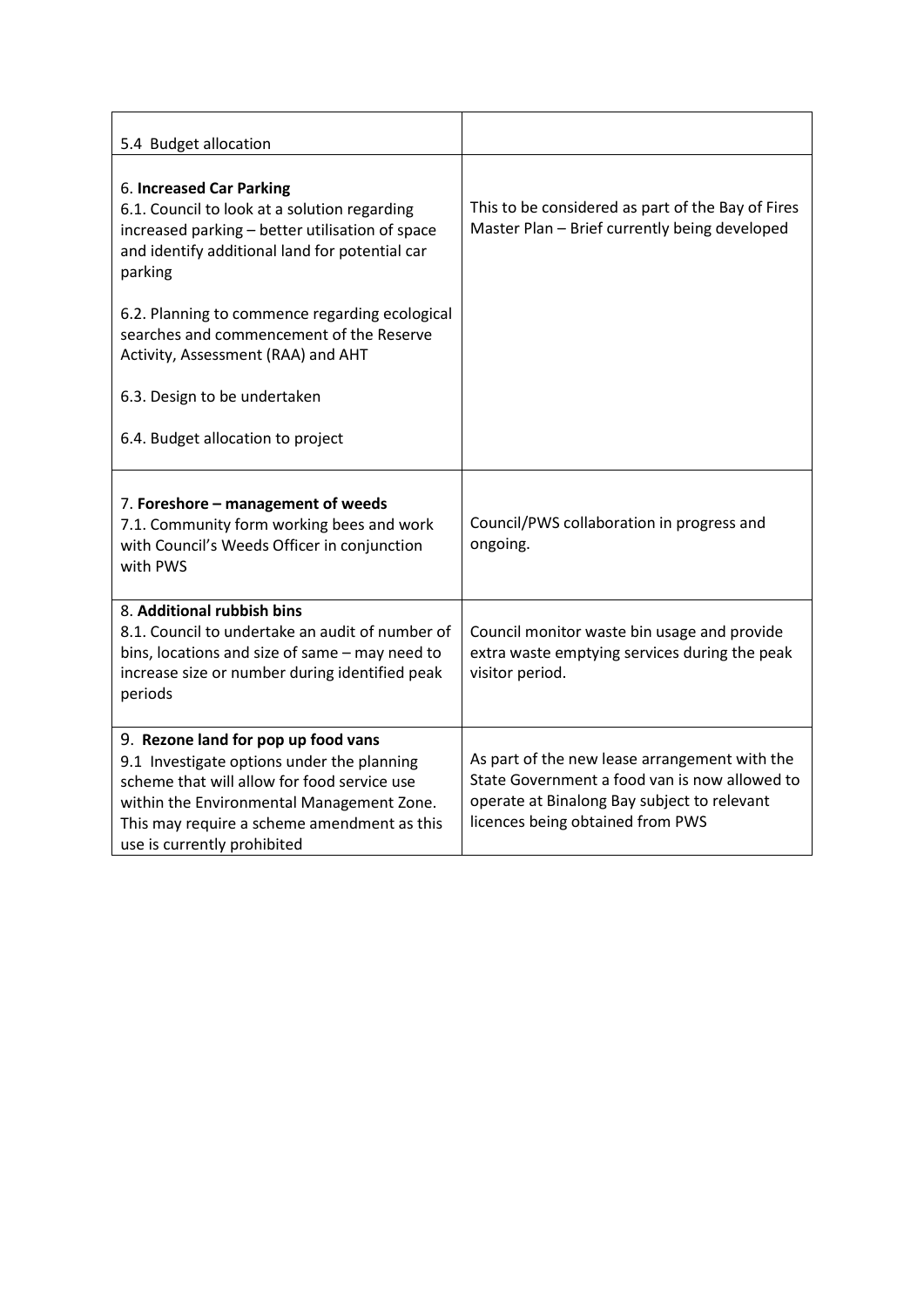| | |
|---|---|
| 5.4 Budget allocation | |
| 6. **Increased Car Parking**<br>6.1. Council to look at a solution regarding increased parking – better utilisation of space and identify additional land for potential car parking<br><br>6.2. Planning to commence regarding ecological searches and commencement of the Reserve Activity, Assessment (RAA) and AHT<br><br>6.3. Design to be undertaken<br><br>6.4. Budget allocation to project | This to be considered as part of the Bay of Fires Master Plan – Brief currently being developed |
| 7. **Foreshore – management of weeds**<br>7.1. Community form working bees and work with Council's Weeds Officer in conjunction with PWS | Council/PWS collaboration in progress and ongoing. |
| 8. **Additional rubbish bins**<br>8.1. Council to undertake an audit of number of bins, locations and size of same – may need to increase size or number during identified peak periods | Council monitor waste bin usage and provide extra waste emptying services during the peak visitor period. |
| 9. **Rezone land for pop up food vans**<br>9.1 Investigate options under the planning scheme that will allow for food service use within the Environmental Management Zone. This may require a scheme amendment as this use is currently prohibited | As part of the new lease arrangement with the State Government a food van is now allowed to operate at Binalong Bay subject to relevant licences being obtained from PWS |